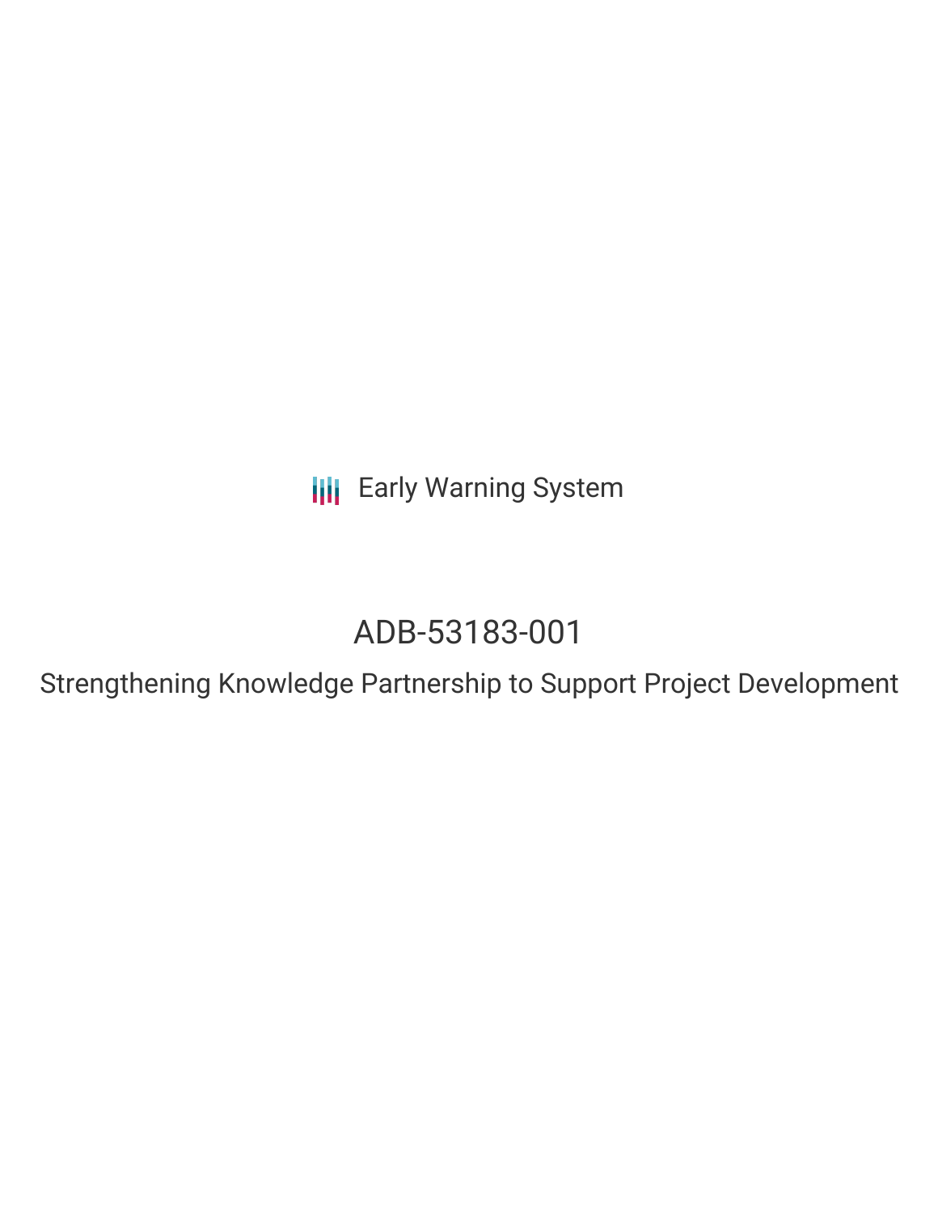Early Warning System

# ADB-53183-001

## Strengthening Knowledge Partnership to Support Project Development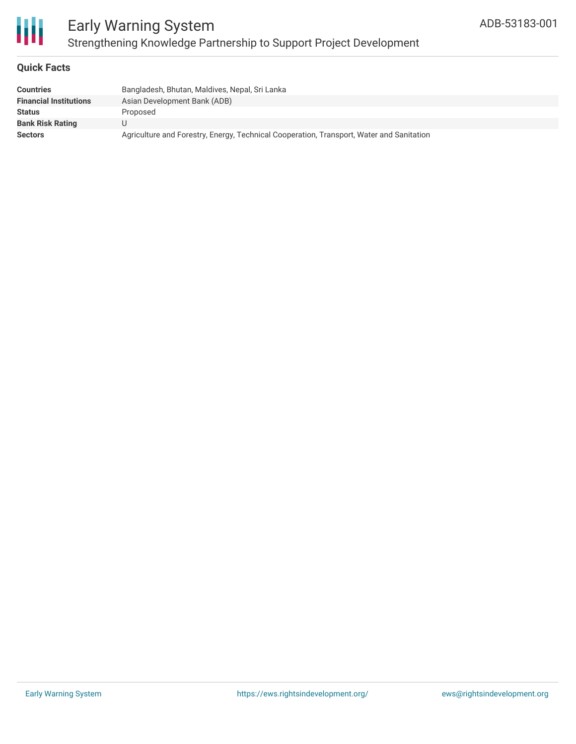# Early Warning System

## Strengthening Knowledge Partnership to Support Project Development

ADB-53183-001

### Quick Facts

| | |
|---|---|
| **Countries** | Bangladesh, Bhutan, Maldives, Nepal, Sri Lanka |
| **Financial Institutions** | Asian Development Bank (ADB) |
| **Status** | Proposed |
| **Bank Risk Rating** | U |
| **Sectors** | Agriculture and Forestry, Energy, Technical Cooperation, Transport, Water and Sanitation |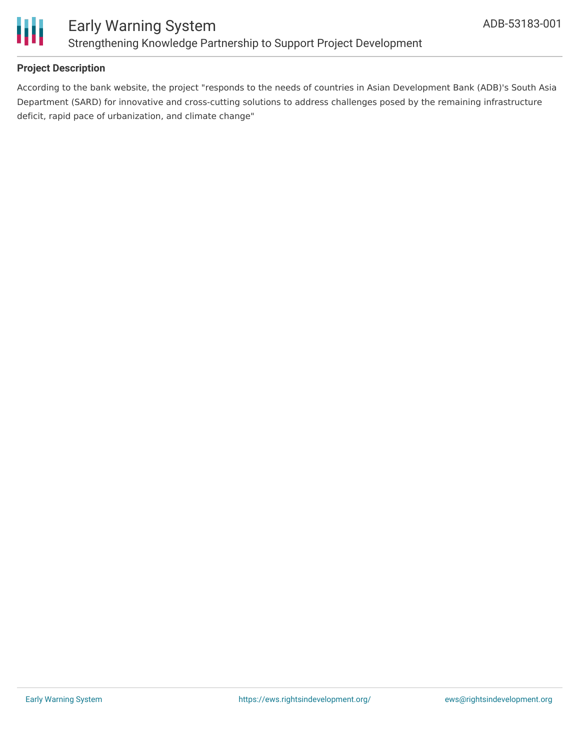## Project Description

According to the bank website, the project "responds to the needs of countries in Asian Development Bank (ADB)'s South Asia Department (SARD) for innovative and cross-cutting solutions to address challenges posed by the remaining infrastructure deficit, rapid pace of urbanization, and climate change"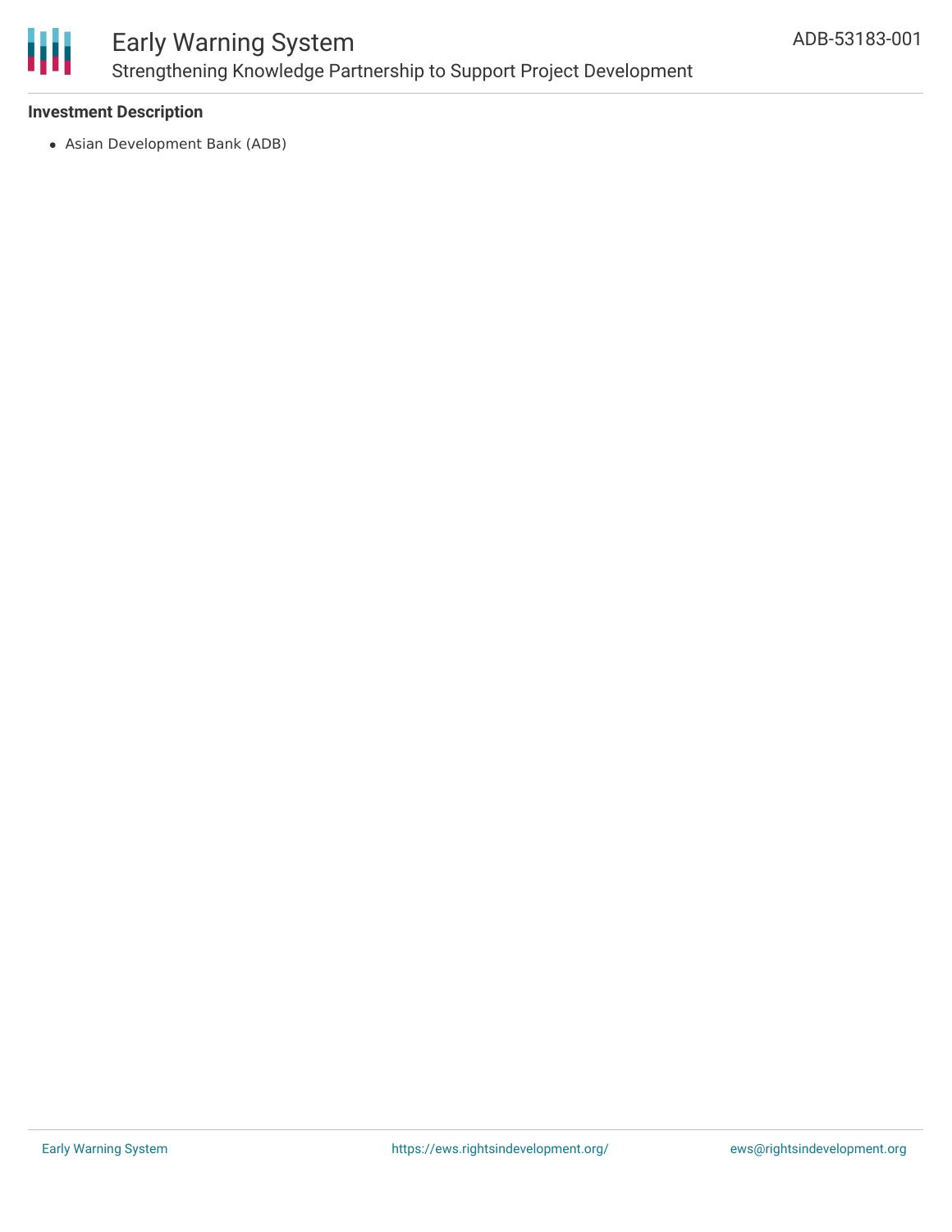### Investment Description

- Asian Development Bank (ADB)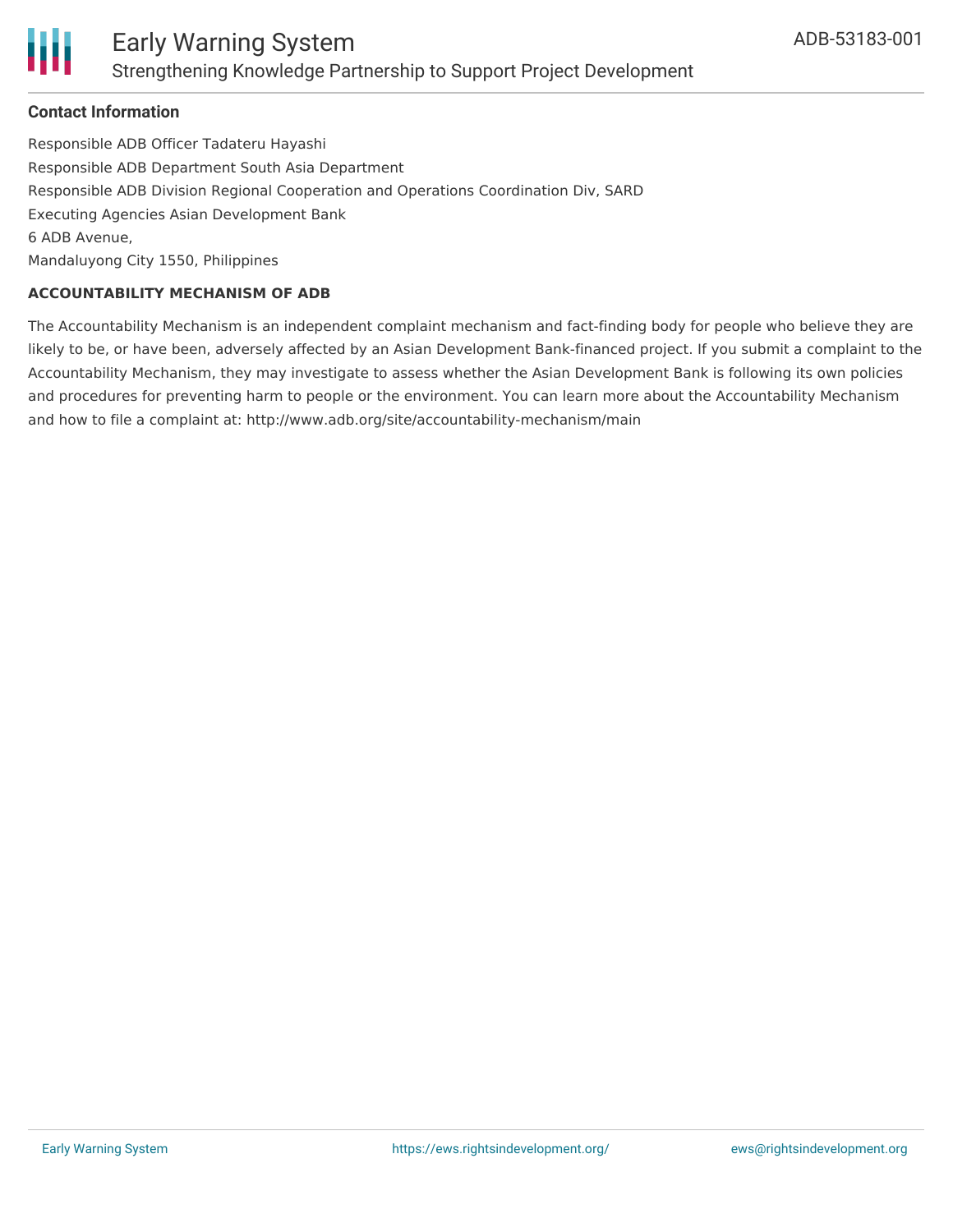### Contact Information

Responsible ADB Officer Tadateru Hayashi
Responsible ADB Department South Asia Department
Responsible ADB Division Regional Cooperation and Operations Coordination Div, SARD
Executing Agencies Asian Development Bank
6 ADB Avenue,
Mandaluyong City 1550, Philippines

**ACCOUNTABILITY MECHANISM OF ADB**

The Accountability Mechanism is an independent complaint mechanism and fact-finding body for people who believe they are likely to be, or have been, adversely affected by an Asian Development Bank-financed project. If you submit a complaint to the Accountability Mechanism, they may investigate to assess whether the Asian Development Bank is following its own policies and procedures for preventing harm to people or the environment. You can learn more about the Accountability Mechanism and how to file a complaint at: http://www.adb.org/site/accountability-mechanism/main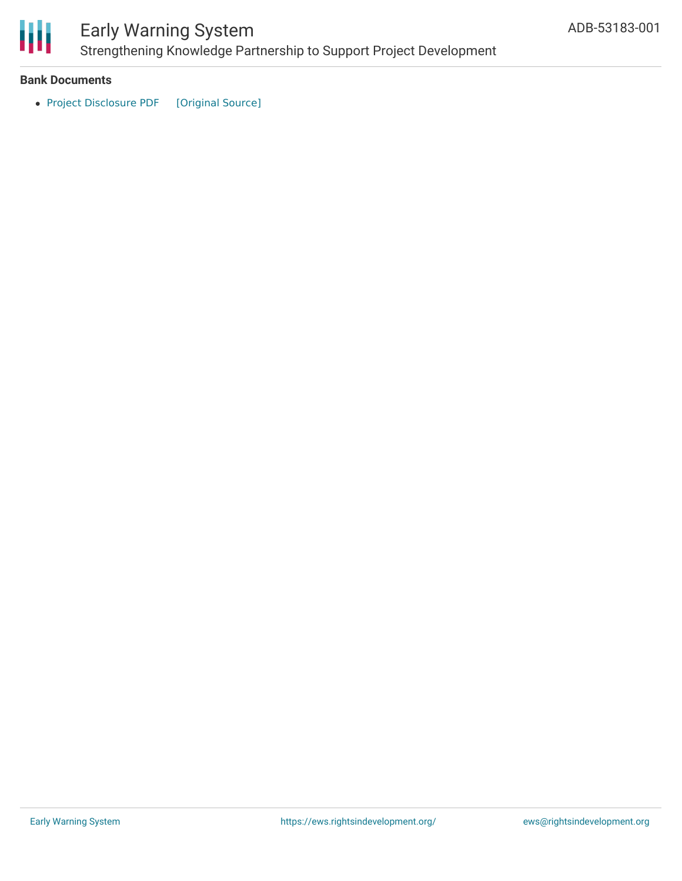**Bank Documents**

- Project Disclosure PDF [Original Source]